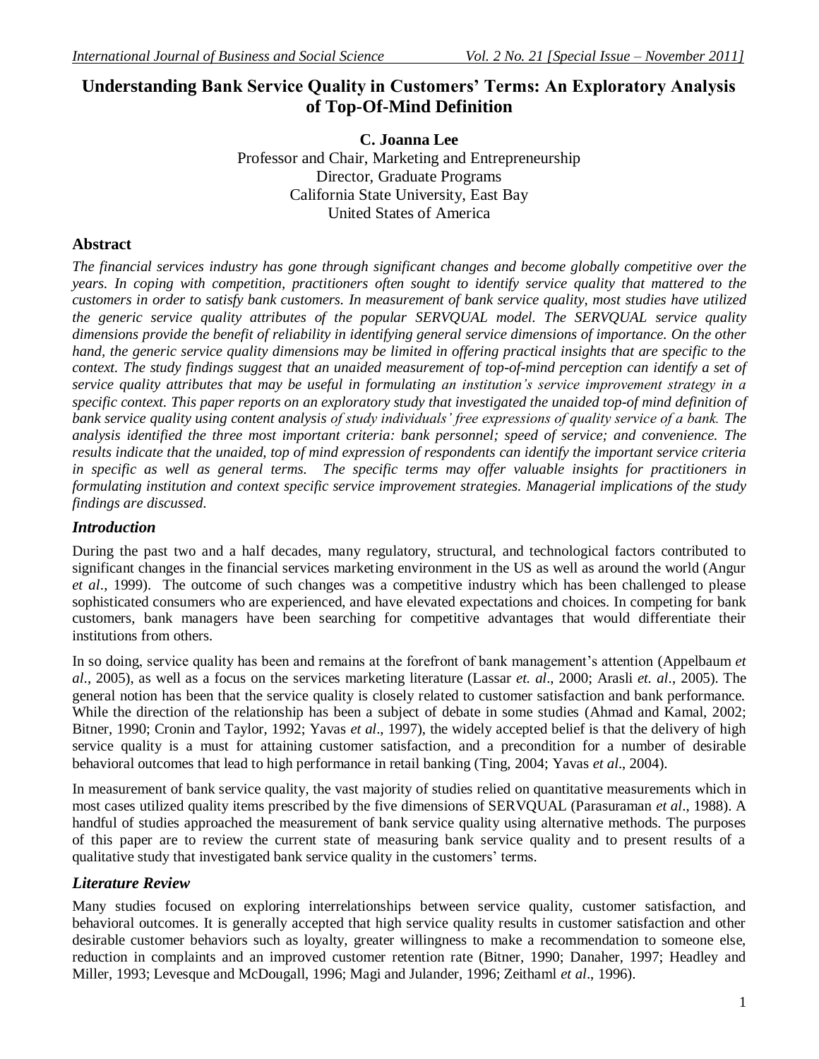# Understanding Bank Service Quality in Customers' Terms: An Exploratory Analysis of Top-Of-Mind Definition

**C. Joanna Lee**

Professor and Chair, Marketing and Entrepreneurship
Director, Graduate Programs
California State University, East Bay
United States of America

## Abstract

*The financial services industry has gone through significant changes and become globally competitive over the years. In coping with competition, practitioners often sought to identify service quality that mattered to the customers in order to satisfy bank customers. In measurement of bank service quality, most studies have utilized the generic service quality attributes of the popular SERVQUAL model. The SERVQUAL service quality dimensions provide the benefit of reliability in identifying general service dimensions of importance. On the other hand, the generic service quality dimensions may be limited in offering practical insights that are specific to the context. The study findings suggest that an unaided measurement of top-of-mind perception can identify a set of service quality attributes that may be useful in formulating an institution's service improvement strategy in a specific context. This paper reports on an exploratory study that investigated the unaided top-of mind definition of bank service quality using content analysis of study individuals' free expressions of quality service of a bank. The analysis identified the three most important criteria: bank personnel; speed of service; and convenience. The results indicate that the unaided, top of mind expression of respondents can identify the important service criteria in specific as well as general terms. The specific terms may offer valuable insights for practitioners in formulating institution and context specific service improvement strategies. Managerial implications of the study findings are discussed.*

## *Introduction*

During the past two and a half decades, many regulatory, structural, and technological factors contributed to significant changes in the financial services marketing environment in the US as well as around the world (Angur *et al*., 1999). The outcome of such changes was a competitive industry which has been challenged to please sophisticated consumers who are experienced, and have elevated expectations and choices. In competing for bank customers, bank managers have been searching for competitive advantages that would differentiate their institutions from others.

In so doing, service quality has been and remains at the forefront of bank management's attention (Appelbaum *et al*., 2005), as well as a focus on the services marketing literature (Lassar *et. al*., 2000; Arasli *et. al*., 2005). The general notion has been that the service quality is closely related to customer satisfaction and bank performance. While the direction of the relationship has been a subject of debate in some studies (Ahmad and Kamal, 2002; Bitner, 1990; Cronin and Taylor, 1992; Yavas *et al*., 1997), the widely accepted belief is that the delivery of high service quality is a must for attaining customer satisfaction, and a precondition for a number of desirable behavioral outcomes that lead to high performance in retail banking (Ting, 2004; Yavas *et al*., 2004).

In measurement of bank service quality, the vast majority of studies relied on quantitative measurements which in most cases utilized quality items prescribed by the five dimensions of SERVQUAL (Parasuraman *et al*., 1988). A handful of studies approached the measurement of bank service quality using alternative methods. The purposes of this paper are to review the current state of measuring bank service quality and to present results of a qualitative study that investigated bank service quality in the customers' terms.

## *Literature Review*

Many studies focused on exploring interrelationships between service quality, customer satisfaction, and behavioral outcomes. It is generally accepted that high service quality results in customer satisfaction and other desirable customer behaviors such as loyalty, greater willingness to make a recommendation to someone else, reduction in complaints and an improved customer retention rate (Bitner, 1990; Danaher, 1997; Headley and Miller, 1993; Levesque and McDougall, 1996; Magi and Julander, 1996; Zeithaml *et al*., 1996).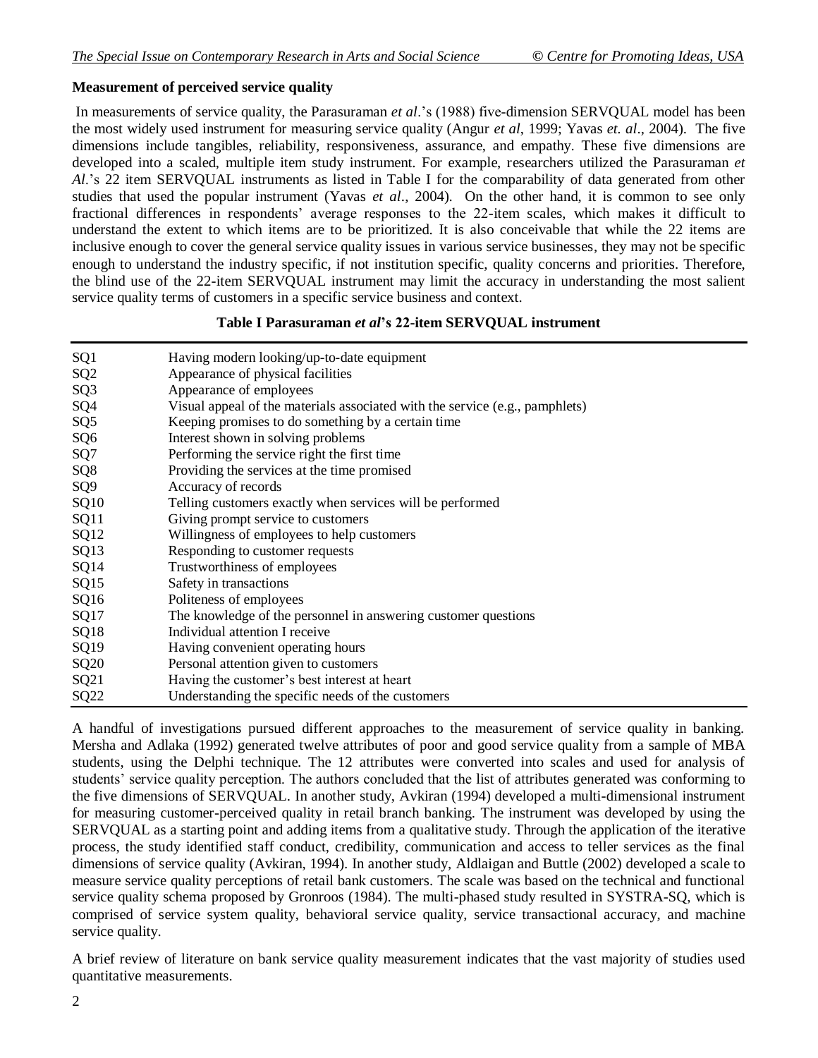**Measurement of perceived service quality**

In measurements of service quality, the Parasuraman *et al*.'s (1988) five-dimension SERVQUAL model has been the most widely used instrument for measuring service quality (Angur *et al*, 1999; Yavas *et. al*., 2004). The five dimensions include tangibles, reliability, responsiveness, assurance, and empathy. These five dimensions are developed into a scaled, multiple item study instrument. For example, researchers utilized the Parasuraman *et Al*.'s 22 item SERVQUAL instruments as listed in Table I for the comparability of data generated from other studies that used the popular instrument (Yavas *et al*., 2004). On the other hand, it is common to see only fractional differences in respondents' average responses to the 22-item scales, which makes it difficult to understand the extent to which items are to be prioritized. It is also conceivable that while the 22 items are inclusive enough to cover the general service quality issues in various service businesses, they may not be specific enough to understand the industry specific, if not institution specific, quality concerns and priorities. Therefore, the blind use of the 22-item SERVQUAL instrument may limit the accuracy in understanding the most salient service quality terms of customers in a specific service business and context.

**Table I Parasuraman *et al*'s 22-item SERVQUAL instrument**

| | |
|---|---|
| SQ1 | Having modern looking/up-to-date equipment |
| SQ2 | Appearance of physical facilities |
| SQ3 | Appearance of employees |
| SQ4 | Visual appeal of the materials associated with the service (e.g., pamphlets) |
| SQ5 | Keeping promises to do something by a certain time |
| SQ6 | Interest shown in solving problems |
| SQ7 | Performing the service right the first time |
| SQ8 | Providing the services at the time promised |
| SQ9 | Accuracy of records |
| SQ10 | Telling customers exactly when services will be performed |
| SQ11 | Giving prompt service to customers |
| SQ12 | Willingness of employees to help customers |
| SQ13 | Responding to customer requests |
| SQ14 | Trustworthiness of employees |
| SQ15 | Safety in transactions |
| SQ16 | Politeness of employees |
| SQ17 | The knowledge of the personnel in answering customer questions |
| SQ18 | Individual attention I receive |
| SQ19 | Having convenient operating hours |
| SQ20 | Personal attention given to customers |
| SQ21 | Having the customer's best interest at heart |
| SQ22 | Understanding the specific needs of the customers |

A handful of investigations pursued different approaches to the measurement of service quality in banking. Mersha and Adlaka (1992) generated twelve attributes of poor and good service quality from a sample of MBA students, using the Delphi technique. The 12 attributes were converted into scales and used for analysis of students' service quality perception. The authors concluded that the list of attributes generated was conforming to the five dimensions of SERVQUAL. In another study, Avkiran (1994) developed a multi-dimensional instrument for measuring customer-perceived quality in retail branch banking. The instrument was developed by using the SERVQUAL as a starting point and adding items from a qualitative study. Through the application of the iterative process, the study identified staff conduct, credibility, communication and access to teller services as the final dimensions of service quality (Avkiran, 1994). In another study, Aldlaigan and Buttle (2002) developed a scale to measure service quality perceptions of retail bank customers. The scale was based on the technical and functional service quality schema proposed by Gronroos (1984). The multi-phased study resulted in SYSTRA-SQ, which is comprised of service system quality, behavioral service quality, service transactional accuracy, and machine service quality.

A brief review of literature on bank service quality measurement indicates that the vast majority of studies used quantitative measurements.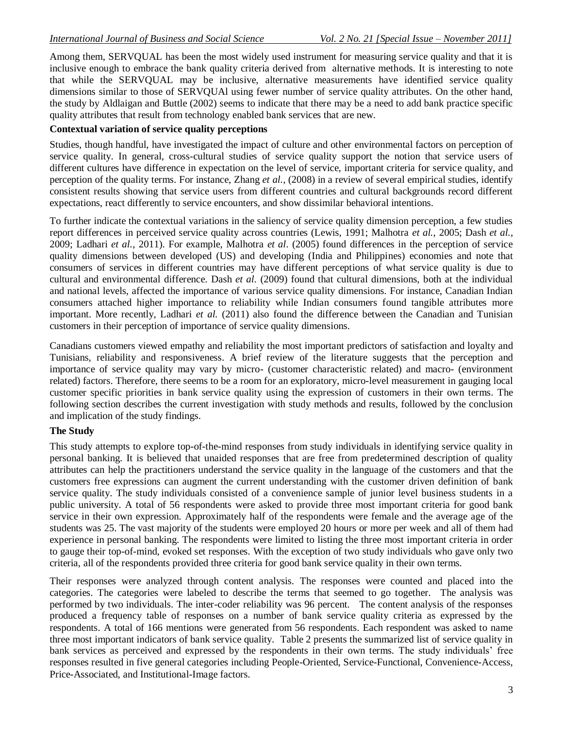Among them, SERVQUAL has been the most widely used instrument for measuring service quality and that it is inclusive enough to embrace the bank quality criteria derived from alternative methods. It is interesting to note that while the SERVQUAL may be inclusive, alternative measurements have identified service quality dimensions similar to those of SERVQUAl using fewer number of service quality attributes. On the other hand, the study by Aldlaigan and Buttle (2002) seems to indicate that there may be a need to add bank practice specific quality attributes that result from technology enabled bank services that are new.

**Contextual variation of service quality perceptions**

Studies, though handful, have investigated the impact of culture and other environmental factors on perception of service quality. In general, cross-cultural studies of service quality support the notion that service users of different cultures have difference in expectation on the level of service, important criteria for service quality, and perception of the quality terms. For instance, Zhang *et al.*, (2008) in a review of several empirical studies, identify consistent results showing that service users from different countries and cultural backgrounds record different expectations, react differently to service encounters, and show dissimilar behavioral intentions.

To further indicate the contextual variations in the saliency of service quality dimension perception, a few studies report differences in perceived service quality across countries (Lewis, 1991; Malhotra *et al.*, 2005; Dash *et al.*, 2009; Ladhari *et al.*, 2011). For example, Malhotra *et al.* (2005) found differences in the perception of service quality dimensions between developed (US) and developing (India and Philippines) economies and note that consumers of services in different countries may have different perceptions of what service quality is due to cultural and environmental difference. Dash *et al.* (2009) found that cultural dimensions, both at the individual and national levels, affected the importance of various service quality dimensions. For instance, Canadian Indian consumers attached higher importance to reliability while Indian consumers found tangible attributes more important. More recently, Ladhari *et al.* (2011) also found the difference between the Canadian and Tunisian customers in their perception of importance of service quality dimensions.

Canadians customers viewed empathy and reliability the most important predictors of satisfaction and loyalty and Tunisians, reliability and responsiveness. A brief review of the literature suggests that the perception and importance of service quality may vary by micro- (customer characteristic related) and macro- (environment related) factors. Therefore, there seems to be a room for an exploratory, micro-level measurement in gauging local customer specific priorities in bank service quality using the expression of customers in their own terms. The following section describes the current investigation with study methods and results, followed by the conclusion and implication of the study findings.

**The Study**

This study attempts to explore top-of-the-mind responses from study individuals in identifying service quality in personal banking. It is believed that unaided responses that are free from predetermined description of quality attributes can help the practitioners understand the service quality in the language of the customers and that the customers free expressions can augment the current understanding with the customer driven definition of bank service quality. The study individuals consisted of a convenience sample of junior level business students in a public university. A total of 56 respondents were asked to provide three most important criteria for good bank service in their own expression. Approximately half of the respondents were female and the average age of the students was 25. The vast majority of the students were employed 20 hours or more per week and all of them had experience in personal banking. The respondents were limited to listing the three most important criteria in order to gauge their top-of-mind, evoked set responses. With the exception of two study individuals who gave only two criteria, all of the respondents provided three criteria for good bank service quality in their own terms.

Their responses were analyzed through content analysis. The responses were counted and placed into the categories. The categories were labeled to describe the terms that seemed to go together. The analysis was performed by two individuals. The inter-coder reliability was 96 percent. The content analysis of the responses produced a frequency table of responses on a number of bank service quality criteria as expressed by the respondents. A total of 166 mentions were generated from 56 respondents. Each respondent was asked to name three most important indicators of bank service quality. Table 2 presents the summarized list of service quality in bank services as perceived and expressed by the respondents in their own terms. The study individuals' free responses resulted in five general categories including People-Oriented, Service-Functional, Convenience-Access, Price-Associated, and Institutional-Image factors.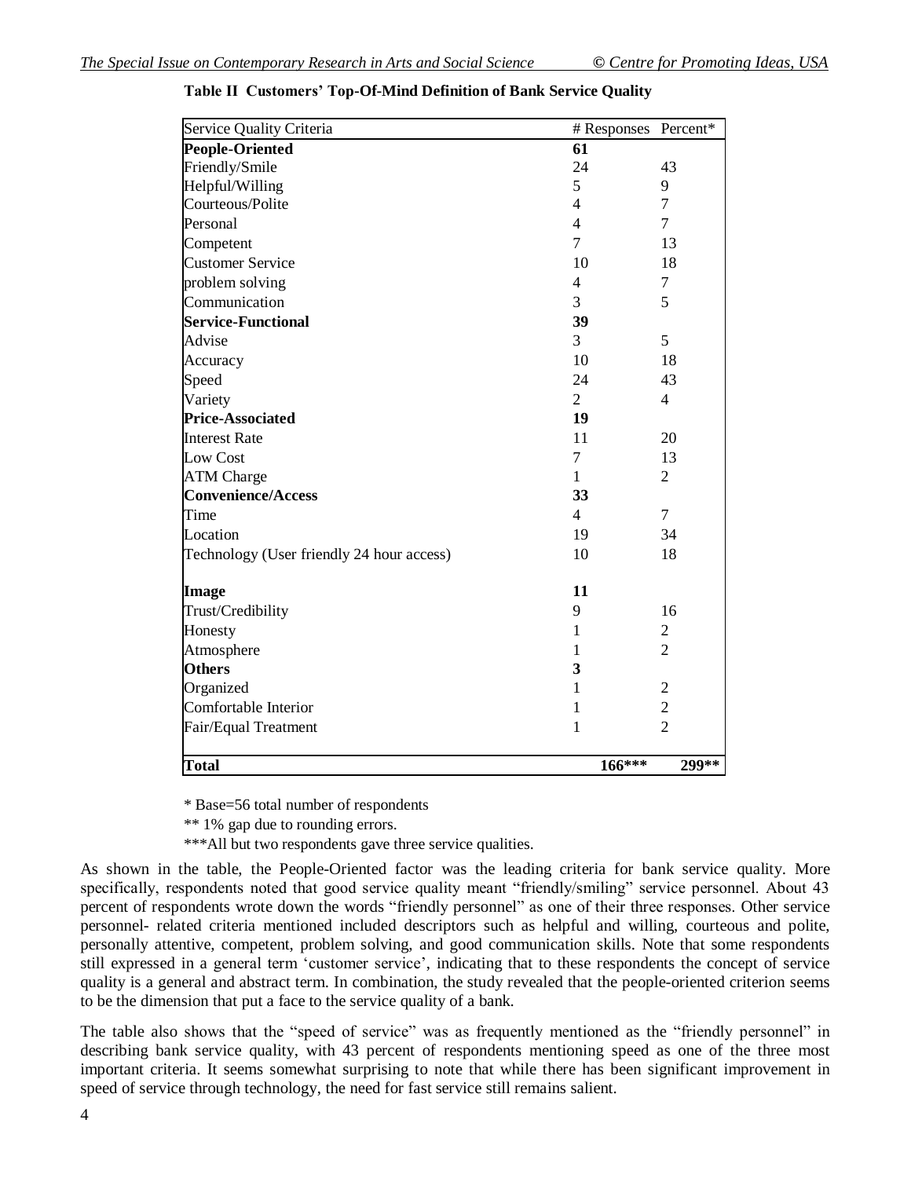**Table II Customers' Top-Of-Mind Definition of Bank Service Quality**

| Service Quality Criteria | # Responses | Percent* |
|---|---|---|
| **People-Oriented** | **61** | |
| Friendly/Smile | 24 | 43 |
| Helpful/Willing | 5 | 9 |
| Courteous/Polite | 4 | 7 |
| Personal | 4 | 7 |
| Competent | 7 | 13 |
| Customer Service | 10 | 18 |
| problem solving | 4 | 7 |
| Communication | 3 | 5 |
| **Service-Functional** | **39** | |
| Advise | 3 | 5 |
| Accuracy | 10 | 18 |
| Speed | 24 | 43 |
| Variety | 2 | 4 |
| **Price-Associated** | **19** | |
| Interest Rate | 11 | 20 |
| Low Cost | 7 | 13 |
| ATM Charge | 1 | 2 |
| **Convenience/Access** | **33** | |
| Time | 4 | 7 |
| Location | 19 | 34 |
| Technology (User friendly 24 hour access) | 10 | 18 |
| **Image** | **11** | |
| Trust/Credibility | 9 | 16 |
| Honesty | 1 | 2 |
| Atmosphere | 1 | 2 |
| **Others** | **3** | |
| Organized | 1 | 2 |
| Comfortable Interior | 1 | 2 |
| Fair/Equal Treatment | 1 | 2 |
| **Total** | **166*** ** | **299**** |

\* Base=56 total number of respondents

** 1% gap due to rounding errors.

***All but two respondents gave three service qualities.

As shown in the table, the People-Oriented factor was the leading criteria for bank service quality. More specifically, respondents noted that good service quality meant "friendly/smiling" service personnel. About 43 percent of respondents wrote down the words "friendly personnel" as one of their three responses. Other service personnel- related criteria mentioned included descriptors such as helpful and willing, courteous and polite, personally attentive, competent, problem solving, and good communication skills. Note that some respondents still expressed in a general term 'customer service', indicating that to these respondents the concept of service quality is a general and abstract term. In combination, the study revealed that the people-oriented criterion seems to be the dimension that put a face to the service quality of a bank.

The table also shows that the "speed of service" was as frequently mentioned as the "friendly personnel" in describing bank service quality, with 43 percent of respondents mentioning speed as one of the three most important criteria. It seems somewhat surprising to note that while there has been significant improvement in speed of service through technology, the need for fast service still remains salient.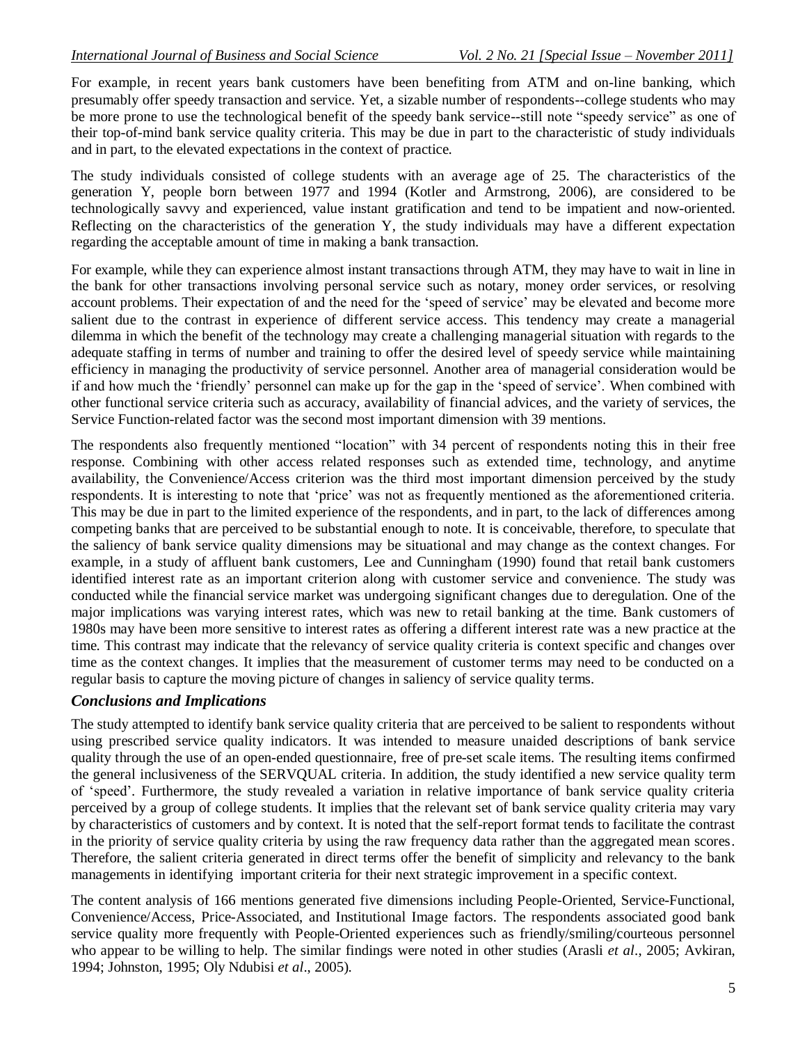For example, in recent years bank customers have been benefiting from ATM and on-line banking, which presumably offer speedy transaction and service. Yet, a sizable number of respondents--college students who may be more prone to use the technological benefit of the speedy bank service--still note "speedy service" as one of their top-of-mind bank service quality criteria. This may be due in part to the characteristic of study individuals and in part, to the elevated expectations in the context of practice.

The study individuals consisted of college students with an average age of 25. The characteristics of the generation Y, people born between 1977 and 1994 (Kotler and Armstrong, 2006), are considered to be technologically savvy and experienced, value instant gratification and tend to be impatient and now-oriented. Reflecting on the characteristics of the generation Y, the study individuals may have a different expectation regarding the acceptable amount of time in making a bank transaction.

For example, while they can experience almost instant transactions through ATM, they may have to wait in line in the bank for other transactions involving personal service such as notary, money order services, or resolving account problems. Their expectation of and the need for the 'speed of service' may be elevated and become more salient due to the contrast in experience of different service access. This tendency may create a managerial dilemma in which the benefit of the technology may create a challenging managerial situation with regards to the adequate staffing in terms of number and training to offer the desired level of speedy service while maintaining efficiency in managing the productivity of service personnel. Another area of managerial consideration would be if and how much the 'friendly' personnel can make up for the gap in the 'speed of service'. When combined with other functional service criteria such as accuracy, availability of financial advices, and the variety of services, the Service Function-related factor was the second most important dimension with 39 mentions.

The respondents also frequently mentioned "location" with 34 percent of respondents noting this in their free response. Combining with other access related responses such as extended time, technology, and anytime availability, the Convenience/Access criterion was the third most important dimension perceived by the study respondents. It is interesting to note that 'price' was not as frequently mentioned as the aforementioned criteria. This may be due in part to the limited experience of the respondents, and in part, to the lack of differences among competing banks that are perceived to be substantial enough to note. It is conceivable, therefore, to speculate that the saliency of bank service quality dimensions may be situational and may change as the context changes. For example, in a study of affluent bank customers, Lee and Cunningham (1990) found that retail bank customers identified interest rate as an important criterion along with customer service and convenience. The study was conducted while the financial service market was undergoing significant changes due to deregulation. One of the major implications was varying interest rates, which was new to retail banking at the time. Bank customers of 1980s may have been more sensitive to interest rates as offering a different interest rate was a new practice at the time. This contrast may indicate that the relevancy of service quality criteria is context specific and changes over time as the context changes. It implies that the measurement of customer terms may need to be conducted on a regular basis to capture the moving picture of changes in saliency of service quality terms.

## *Conclusions and Implications*

The study attempted to identify bank service quality criteria that are perceived to be salient to respondents without using prescribed service quality indicators. It was intended to measure unaided descriptions of bank service quality through the use of an open-ended questionnaire, free of pre-set scale items. The resulting items confirmed the general inclusiveness of the SERVQUAL criteria. In addition, the study identified a new service quality term of 'speed'. Furthermore, the study revealed a variation in relative importance of bank service quality criteria perceived by a group of college students. It implies that the relevant set of bank service quality criteria may vary by characteristics of customers and by context. It is noted that the self-report format tends to facilitate the contrast in the priority of service quality criteria by using the raw frequency data rather than the aggregated mean scores. Therefore, the salient criteria generated in direct terms offer the benefit of simplicity and relevancy to the bank managements in identifying important criteria for their next strategic improvement in a specific context.

The content analysis of 166 mentions generated five dimensions including People-Oriented, Service-Functional, Convenience/Access, Price-Associated, and Institutional Image factors. The respondents associated good bank service quality more frequently with People-Oriented experiences such as friendly/smiling/courteous personnel who appear to be willing to help. The similar findings were noted in other studies (Arasli *et al*., 2005; Avkiran, 1994; Johnston, 1995; Oly Ndubisi *et al*., 2005).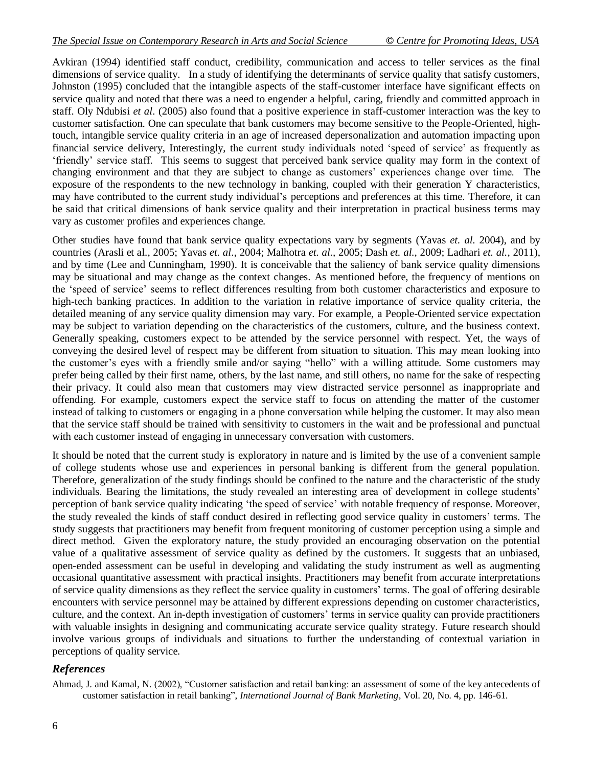Avkiran (1994) identified staff conduct, credibility, communication and access to teller services as the final dimensions of service quality. In a study of identifying the determinants of service quality that satisfy customers, Johnston (1995) concluded that the intangible aspects of the staff-customer interface have significant effects on service quality and noted that there was a need to engender a helpful, caring, friendly and committed approach in staff. Oly Ndubisi *et al*. (2005) also found that a positive experience in staff-customer interaction was the key to customer satisfaction. One can speculate that bank customers may become sensitive to the People-Oriented, high-touch, intangible service quality criteria in an age of increased depersonalization and automation impacting upon financial service delivery, Interestingly, the current study individuals noted 'speed of service' as frequently as 'friendly' service staff. This seems to suggest that perceived bank service quality may form in the context of changing environment and that they are subject to change as customers' experiences change over time. The exposure of the respondents to the new technology in banking, coupled with their generation Y characteristics, may have contributed to the current study individual's perceptions and preferences at this time. Therefore, it can be said that critical dimensions of bank service quality and their interpretation in practical business terms may vary as customer profiles and experiences change.

Other studies have found that bank service quality expectations vary by segments (Yavas *et. al.* 2004), and by countries (Arasli et al., 2005; Yavas *et. al*., 2004; Malhotra *et. al.*, 2005; Dash *et. al.*, 2009; Ladhari *et. al.*, 2011), and by time (Lee and Cunningham, 1990). It is conceivable that the saliency of bank service quality dimensions may be situational and may change as the context changes. As mentioned before, the frequency of mentions on the 'speed of service' seems to reflect differences resulting from both customer characteristics and exposure to high-tech banking practices. In addition to the variation in relative importance of service quality criteria, the detailed meaning of any service quality dimension may vary. For example, a People-Oriented service expectation may be subject to variation depending on the characteristics of the customers, culture, and the business context. Generally speaking, customers expect to be attended by the service personnel with respect. Yet, the ways of conveying the desired level of respect may be different from situation to situation. This may mean looking into the customer's eyes with a friendly smile and/or saying "hello" with a willing attitude. Some customers may prefer being called by their first name, others, by the last name, and still others, no name for the sake of respecting their privacy. It could also mean that customers may view distracted service personnel as inappropriate and offending. For example, customers expect the service staff to focus on attending the matter of the customer instead of talking to customers or engaging in a phone conversation while helping the customer. It may also mean that the service staff should be trained with sensitivity to customers in the wait and be professional and punctual with each customer instead of engaging in unnecessary conversation with customers.

It should be noted that the current study is exploratory in nature and is limited by the use of a convenient sample of college students whose use and experiences in personal banking is different from the general population. Therefore, generalization of the study findings should be confined to the nature and the characteristic of the study individuals. Bearing the limitations, the study revealed an interesting area of development in college students' perception of bank service quality indicating 'the speed of service' with notable frequency of response. Moreover, the study revealed the kinds of staff conduct desired in reflecting good service quality in customers' terms. The study suggests that practitioners may benefit from frequent monitoring of customer perception using a simple and direct method. Given the exploratory nature, the study provided an encouraging observation on the potential value of a qualitative assessment of service quality as defined by the customers. It suggests that an unbiased, open-ended assessment can be useful in developing and validating the study instrument as well as augmenting occasional quantitative assessment with practical insights. Practitioners may benefit from accurate interpretations of service quality dimensions as they reflect the service quality in customers' terms. The goal of offering desirable encounters with service personnel may be attained by different expressions depending on customer characteristics, culture, and the context. An in-depth investigation of customers' terms in service quality can provide practitioners with valuable insights in designing and communicating accurate service quality strategy. Future research should involve various groups of individuals and situations to further the understanding of contextual variation in perceptions of quality service.

## References

Ahmad, J. and Kamal, N. (2002), "Customer satisfaction and retail banking: an assessment of some of the key antecedents of customer satisfaction in retail banking", *International Journal of Bank Marketing*, Vol. 20, No. 4, pp. 146-61.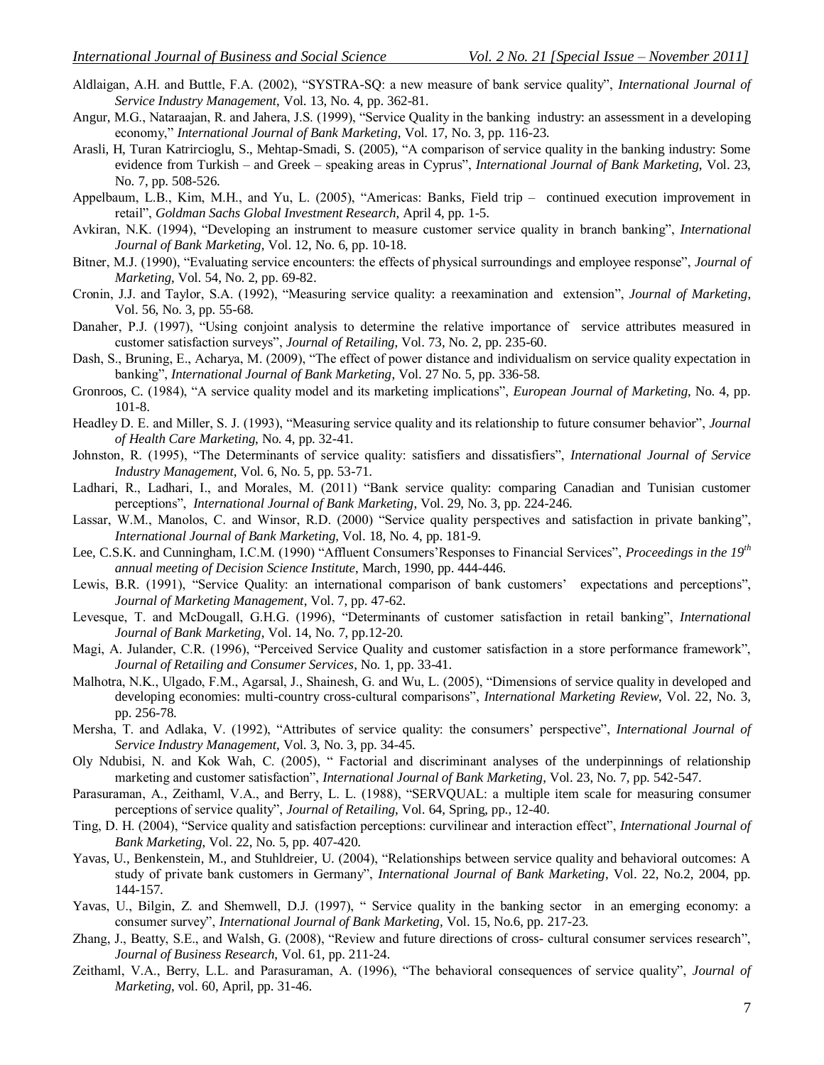Aldlaigan, A.H. and Buttle, F.A. (2002), "SYSTRA-SQ: a new measure of bank service quality", *International Journal of Service Industry Management*, Vol. 13, No. 4, pp. 362-81.

Angur, M.G., Nataraajan, R. and Jahera, J.S. (1999), "Service Quality in the banking industry: an assessment in a developing economy," *International Journal of Bank Marketing*, Vol. 17, No. 3, pp. 116-23.

Arasli, H, Turan Katrircioglu, S., Mehtap-Smadi, S. (2005), "A comparison of service quality in the banking industry: Some evidence from Turkish – and Greek – speaking areas in Cyprus", *International Journal of Bank Marketing*, Vol. 23, No. 7, pp. 508-526.

Appelbaum, L.B., Kim, M.H., and Yu, L. (2005), "Americas: Banks, Field trip – continued execution improvement in retail", *Goldman Sachs Global Investment Research*, April 4, pp. 1-5.

Avkiran, N.K. (1994), "Developing an instrument to measure customer service quality in branch banking", *International Journal of Bank Marketing*, Vol. 12, No. 6, pp. 10-18.

Bitner, M.J. (1990), "Evaluating service encounters: the effects of physical surroundings and employee response", *Journal of Marketing*, Vol. 54, No. 2, pp. 69-82.

Cronin, J.J. and Taylor, S.A. (1992), "Measuring service quality: a reexamination and extension", *Journal of Marketing*, Vol. 56, No. 3, pp. 55-68.

Danaher, P.J. (1997), "Using conjoint analysis to determine the relative importance of service attributes measured in customer satisfaction surveys", *Journal of Retailing*, Vol. 73, No. 2, pp. 235-60.

Dash, S., Bruning, E., Acharya, M. (2009), "The effect of power distance and individualism on service quality expectation in banking", *International Journal of Bank Marketing*, Vol. 27 No. 5, pp. 336-58.

Gronroos, C. (1984), "A service quality model and its marketing implications", *European Journal of Marketing*, No. 4, pp. 101-8.

Headley D. E. and Miller, S. J. (1993), "Measuring service quality and its relationship to future consumer behavior", *Journal of Health Care Marketing*, No. 4, pp. 32-41.

Johnston, R. (1995), "The Determinants of service quality: satisfiers and dissatisfiers", *International Journal of Service Industry Management*, Vol. 6, No. 5, pp. 53-71.

Ladhari, R., Ladhari, I., and Morales, M. (2011) "Bank service quality: comparing Canadian and Tunisian customer perceptions", *International Journal of Bank Marketing*, Vol. 29, No. 3, pp. 224-246.

Lassar, W.M., Manolos, C. and Winsor, R.D. (2000) "Service quality perspectives and satisfaction in private banking", *International Journal of Bank Marketing*, Vol. 18, No. 4, pp. 181-9.

Lee, C.S.K. and Cunningham, I.C.M. (1990) "Affluent Consumers'Responses to Financial Services", *Proceedings in the 19th annual meeting of Decision Science Institute*, March, 1990, pp. 444-446.

Lewis, B.R. (1991), "Service Quality: an international comparison of bank customers' expectations and perceptions", *Journal of Marketing Management*, Vol. 7, pp. 47-62.

Levesque, T. and McDougall, G.H.G. (1996), "Determinants of customer satisfaction in retail banking", *International Journal of Bank Marketing*, Vol. 14, No. 7, pp.12-20.

Magi, A. Julander, C.R. (1996), "Perceived Service Quality and customer satisfaction in a store performance framework", *Journal of Retailing and Consumer Services*, No. 1, pp. 33-41.

Malhotra, N.K., Ulgado, F.M., Agarsal, J., Shainesh, G. and Wu, L. (2005), "Dimensions of service quality in developed and developing economies: multi-country cross-cultural comparisons", *International Marketing Review*, Vol. 22, No. 3, pp. 256-78.

Mersha, T. and Adlaka, V. (1992), "Attributes of service quality: the consumers' perspective", *International Journal of Service Industry Management*, Vol. 3, No. 3, pp. 34-45.

Oly Ndubisi, N. and Kok Wah, C. (2005), " Factorial and discriminant analyses of the underpinnings of relationship marketing and customer satisfaction", *International Journal of Bank Marketing*, Vol. 23, No. 7, pp. 542-547.

Parasuraman, A., Zeithaml, V.A., and Berry, L. L. (1988), "SERVQUAL: a multiple item scale for measuring consumer perceptions of service quality", *Journal of Retailing*, Vol. 64, Spring, pp., 12-40.

Ting, D. H. (2004), "Service quality and satisfaction perceptions: curvilinear and interaction effect", *International Journal of Bank Marketing*, Vol. 22, No. 5, pp. 407-420.

Yavas, U., Benkenstein, M., and Stuhldreier, U. (2004), "Relationships between service quality and behavioral outcomes: A study of private bank customers in Germany", *International Journal of Bank Marketing*, Vol. 22, No.2, 2004, pp. 144-157.

Yavas, U., Bilgin, Z. and Shemwell, D.J. (1997), " Service quality in the banking sector in an emerging economy: a consumer survey", *International Journal of Bank Marketing*, Vol. 15, No.6, pp. 217-23.

Zhang, J., Beatty, S.E., and Walsh, G. (2008), "Review and future directions of cross- cultural consumer services research", *Journal of Business Research*, Vol. 61, pp. 211-24.

Zeithaml, V.A., Berry, L.L. and Parasuraman, A. (1996), "The behavioral consequences of service quality", *Journal of Marketing*, vol. 60, April, pp. 31-46.